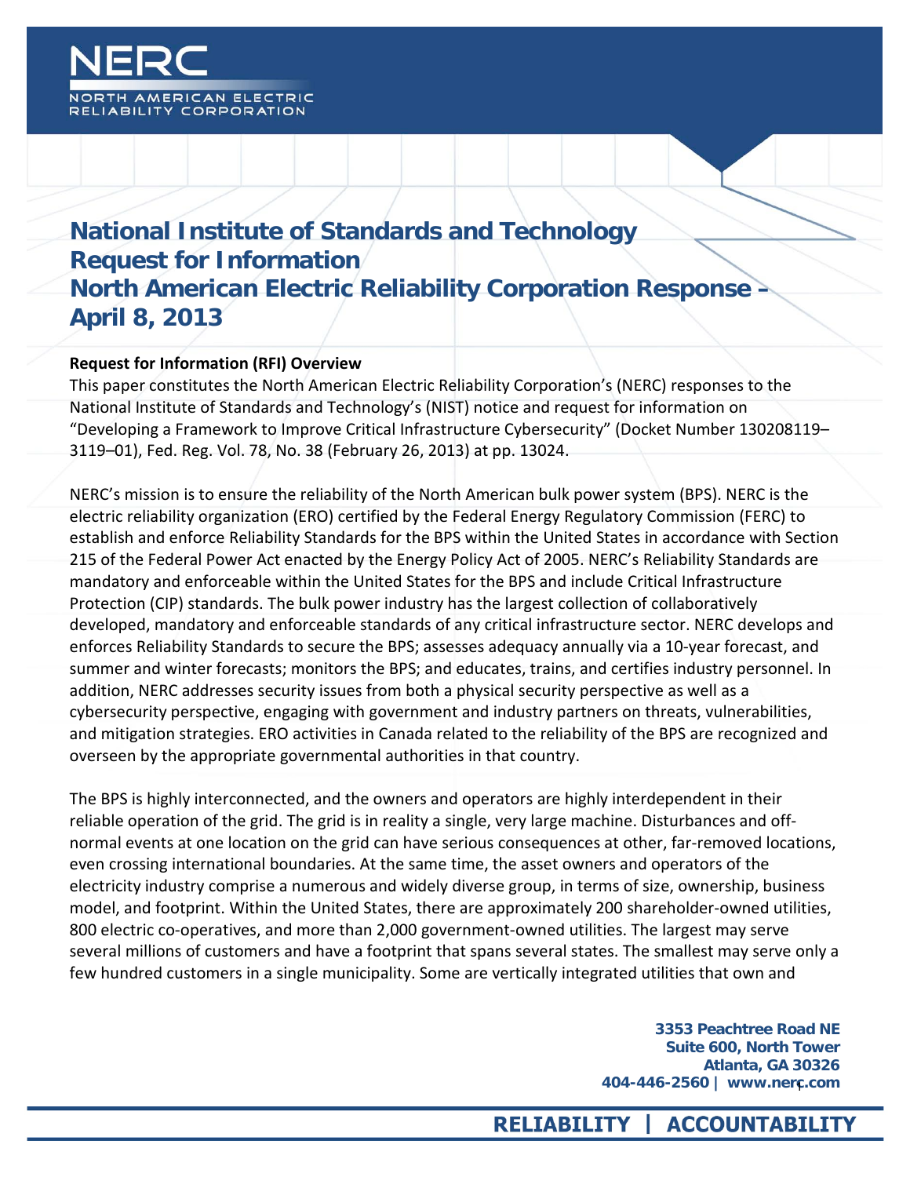# National Institute of Standards and Technology Request for Information North American Electric Reliability Corporation Response – April 8, 2013

**Request for Information (RFI) Overview**

This paper constitutes the North American Electric Reliability Corporation's (NERC) responses to the National Institute of Standards and Technology's (NIST) notice and request for information on "Developing a Framework to Improve Critical Infrastructure Cybersecurity" (Docket Number 130208119–3119–01), Fed. Reg. Vol. 78, No. 38 (February 26, 2013) at pp. 13024.

NERC's mission is to ensure the reliability of the North American bulk power system (BPS). NERC is the electric reliability organization (ERO) certified by the Federal Energy Regulatory Commission (FERC) to establish and enforce Reliability Standards for the BPS within the United States in accordance with Section 215 of the Federal Power Act enacted by the Energy Policy Act of 2005. NERC's Reliability Standards are mandatory and enforceable within the United States for the BPS and include Critical Infrastructure Protection (CIP) standards. The bulk power industry has the largest collection of collaboratively developed, mandatory and enforceable standards of any critical infrastructure sector. NERC develops and enforces Reliability Standards to secure the BPS; assesses adequacy annually via a 10-year forecast, and summer and winter forecasts; monitors the BPS; and educates, trains, and certifies industry personnel. In addition, NERC addresses security issues from both a physical security perspective as well as a cybersecurity perspective, engaging with government and industry partners on threats, vulnerabilities, and mitigation strategies. ERO activities in Canada related to the reliability of the BPS are recognized and overseen by the appropriate governmental authorities in that country.

The BPS is highly interconnected, and the owners and operators are highly interdependent in their reliable operation of the grid. The grid is in reality a single, very large machine. Disturbances and off-normal events at one location on the grid can have serious consequences at other, far-removed locations, even crossing international boundaries. At the same time, the asset owners and operators of the electricity industry comprise a numerous and widely diverse group, in terms of size, ownership, business model, and footprint. Within the United States, there are approximately 200 shareholder-owned utilities, 800 electric co-operatives, and more than 2,000 government-owned utilities. The largest may serve several millions of customers and have a footprint that spans several states. The smallest may serve only a few hundred customers in a single municipality. Some are vertically integrated utilities that own and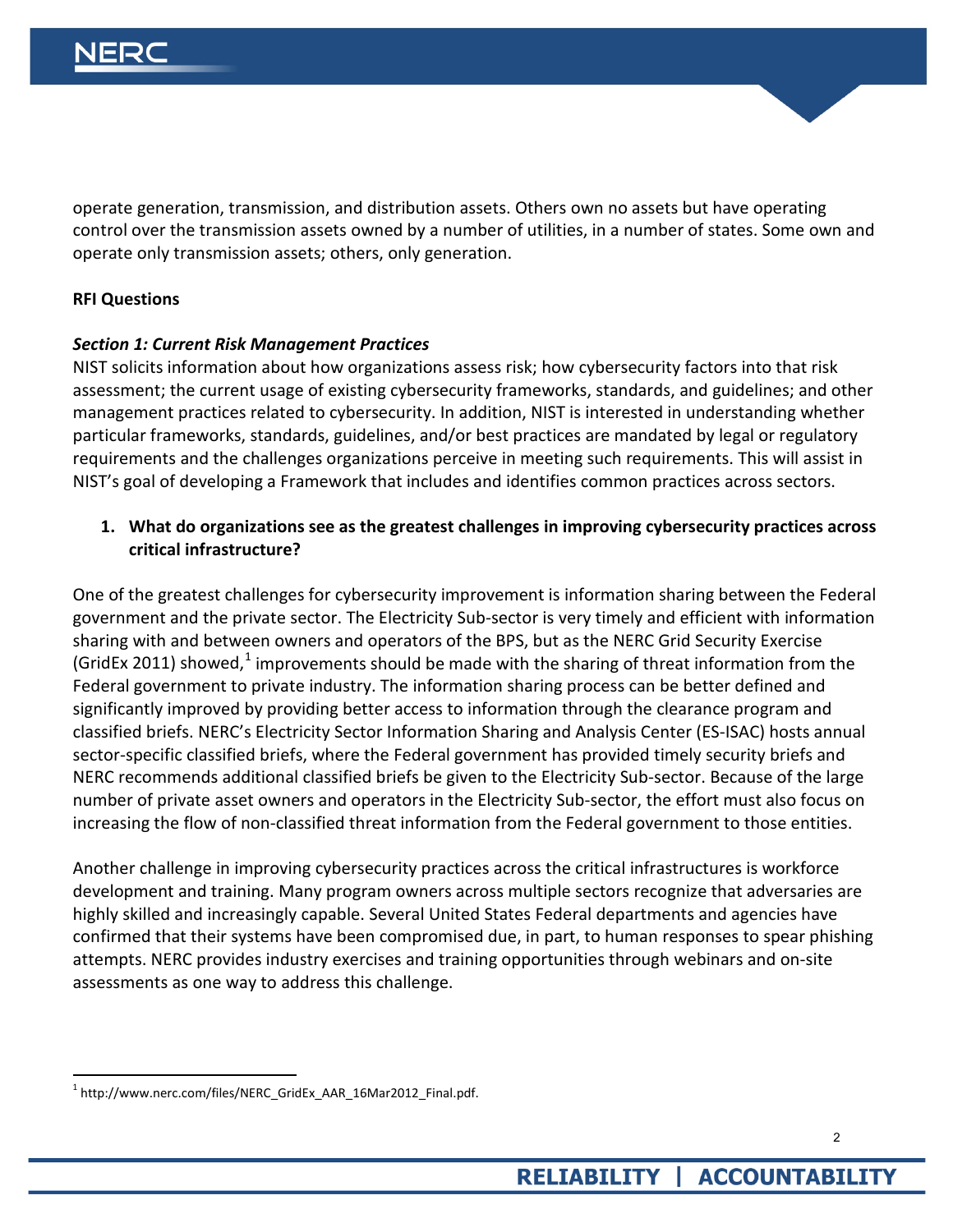operate generation, transmission, and distribution assets. Others own no assets but have operating control over the transmission assets owned by a number of utilities, in a number of states. Some own and operate only transmission assets; others, only generation.

**RFI Questions**

***Section 1: Current Risk Management Practices***

NIST solicits information about how organizations assess risk; how cybersecurity factors into that risk assessment; the current usage of existing cybersecurity frameworks, standards, and guidelines; and other management practices related to cybersecurity. In addition, NIST is interested in understanding whether particular frameworks, standards, guidelines, and/or best practices are mandated by legal or regulatory requirements and the challenges organizations perceive in meeting such requirements. This will assist in NIST's goal of developing a Framework that includes and identifies common practices across sectors.

1. **What do organizations see as the greatest challenges in improving cybersecurity practices across critical infrastructure?**

One of the greatest challenges for cybersecurity improvement is information sharing between the Federal government and the private sector. The Electricity Sub-sector is very timely and efficient with information sharing with and between owners and operators of the BPS, but as the NERC Grid Security Exercise (GridEx 2011) showed,[1] improvements should be made with the sharing of threat information from the Federal government to private industry. The information sharing process can be better defined and significantly improved by providing better access to information through the clearance program and classified briefs. NERC's Electricity Sector Information Sharing and Analysis Center (ES-ISAC) hosts annual sector-specific classified briefs, where the Federal government has provided timely security briefs and NERC recommends additional classified briefs be given to the Electricity Sub-sector. Because of the large number of private asset owners and operators in the Electricity Sub-sector, the effort must also focus on increasing the flow of non-classified threat information from the Federal government to those entities.

Another challenge in improving cybersecurity practices across the critical infrastructures is workforce development and training. Many program owners across multiple sectors recognize that adversaries are highly skilled and increasingly capable. Several United States Federal departments and agencies have confirmed that their systems have been compromised due, in part, to human responses to spear phishing attempts. NERC provides industry exercises and training opportunities through webinars and on-site assessments as one way to address this challenge.

[1] http://www.nerc.com/files/NERC_GridEx_AAR_16Mar2012_Final.pdf.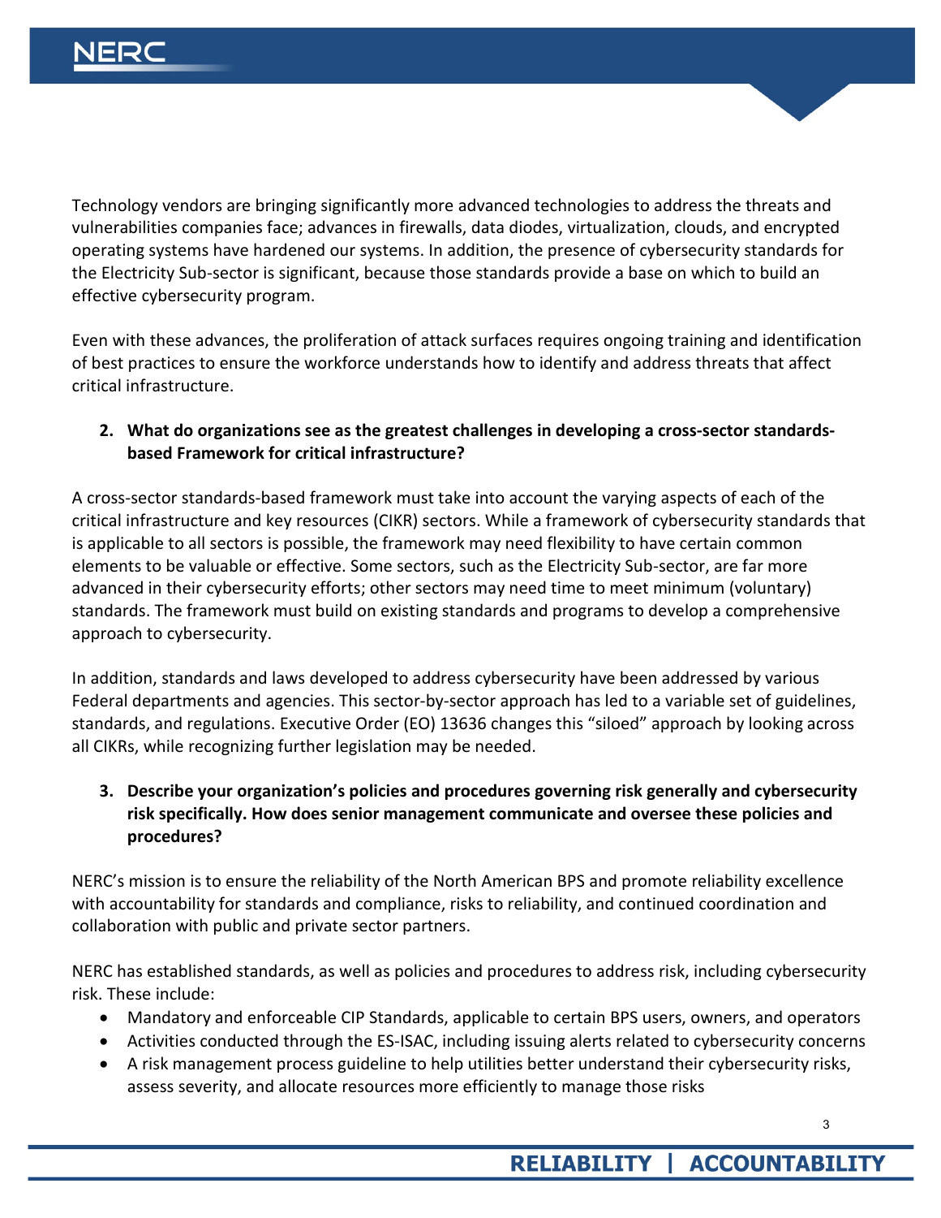Technology vendors are bringing significantly more advanced technologies to address the threats and vulnerabilities companies face; advances in firewalls, data diodes, virtualization, clouds, and encrypted operating systems have hardened our systems. In addition, the presence of cybersecurity standards for the Electricity Sub-sector is significant, because those standards provide a base on which to build an effective cybersecurity program.

Even with these advances, the proliferation of attack surfaces requires ongoing training and identification of best practices to ensure the workforce understands how to identify and address threats that affect critical infrastructure.

2. **What do organizations see as the greatest challenges in developing a cross-sector standards-based Framework for critical infrastructure?**

A cross-sector standards-based framework must take into account the varying aspects of each of the critical infrastructure and key resources (CIKR) sectors. While a framework of cybersecurity standards that is applicable to all sectors is possible, the framework may need flexibility to have certain common elements to be valuable or effective. Some sectors, such as the Electricity Sub-sector, are far more advanced in their cybersecurity efforts; other sectors may need time to meet minimum (voluntary) standards. The framework must build on existing standards and programs to develop a comprehensive approach to cybersecurity.

In addition, standards and laws developed to address cybersecurity have been addressed by various Federal departments and agencies. This sector-by-sector approach has led to a variable set of guidelines, standards, and regulations. Executive Order (EO) 13636 changes this "siloed" approach by looking across all CIKRs, while recognizing further legislation may be needed.

3. **Describe your organization's policies and procedures governing risk generally and cybersecurity risk specifically. How does senior management communicate and oversee these policies and procedures?**

NERC's mission is to ensure the reliability of the North American BPS and promote reliability excellence with accountability for standards and compliance, risks to reliability, and continued coordination and collaboration with public and private sector partners.

NERC has established standards, as well as policies and procedures to address risk, including cybersecurity risk. These include:

- Mandatory and enforceable CIP Standards, applicable to certain BPS users, owners, and operators
- Activities conducted through the ES-ISAC, including issuing alerts related to cybersecurity concerns
- A risk management process guideline to help utilities better understand their cybersecurity risks, assess severity, and allocate resources more efficiently to manage those risks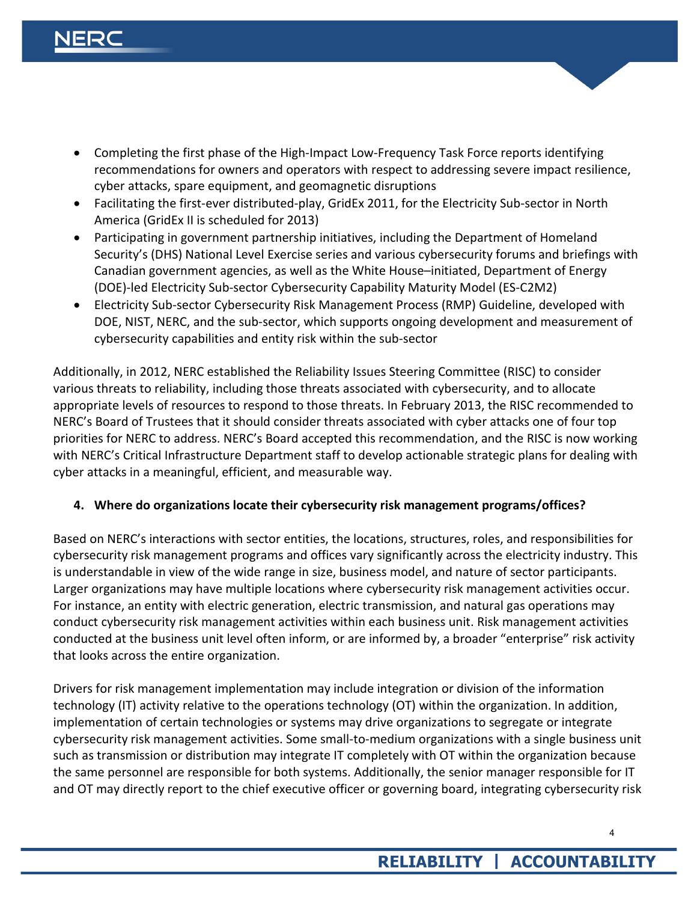- Completing the first phase of the High-Impact Low-Frequency Task Force reports identifying recommendations for owners and operators with respect to addressing severe impact resilience, cyber attacks, spare equipment, and geomagnetic disruptions
- Facilitating the first-ever distributed-play, GridEx 2011, for the Electricity Sub-sector in North America (GridEx II is scheduled for 2013)
- Participating in government partnership initiatives, including the Department of Homeland Security's (DHS) National Level Exercise series and various cybersecurity forums and briefings with Canadian government agencies, as well as the White House–initiated, Department of Energy (DOE)-led Electricity Sub-sector Cybersecurity Capability Maturity Model (ES-C2M2)
- Electricity Sub-sector Cybersecurity Risk Management Process (RMP) Guideline, developed with DOE, NIST, NERC, and the sub-sector, which supports ongoing development and measurement of cybersecurity capabilities and entity risk within the sub-sector

Additionally, in 2012, NERC established the Reliability Issues Steering Committee (RISC) to consider various threats to reliability, including those threats associated with cybersecurity, and to allocate appropriate levels of resources to respond to those threats. In February 2013, the RISC recommended to NERC's Board of Trustees that it should consider threats associated with cyber attacks one of four top priorities for NERC to address. NERC's Board accepted this recommendation, and the RISC is now working with NERC's Critical Infrastructure Department staff to develop actionable strategic plans for dealing with cyber attacks in a meaningful, efficient, and measurable way.

**4. Where do organizations locate their cybersecurity risk management programs/offices?**

Based on NERC's interactions with sector entities, the locations, structures, roles, and responsibilities for cybersecurity risk management programs and offices vary significantly across the electricity industry. This is understandable in view of the wide range in size, business model, and nature of sector participants. Larger organizations may have multiple locations where cybersecurity risk management activities occur. For instance, an entity with electric generation, electric transmission, and natural gas operations may conduct cybersecurity risk management activities within each business unit. Risk management activities conducted at the business unit level often inform, or are informed by, a broader "enterprise" risk activity that looks across the entire organization.

Drivers for risk management implementation may include integration or division of the information technology (IT) activity relative to the operations technology (OT) within the organization. In addition, implementation of certain technologies or systems may drive organizations to segregate or integrate cybersecurity risk management activities. Some small-to-medium organizations with a single business unit such as transmission or distribution may integrate IT completely with OT within the organization because the same personnel are responsible for both systems. Additionally, the senior manager responsible for IT and OT may directly report to the chief executive officer or governing board, integrating cybersecurity risk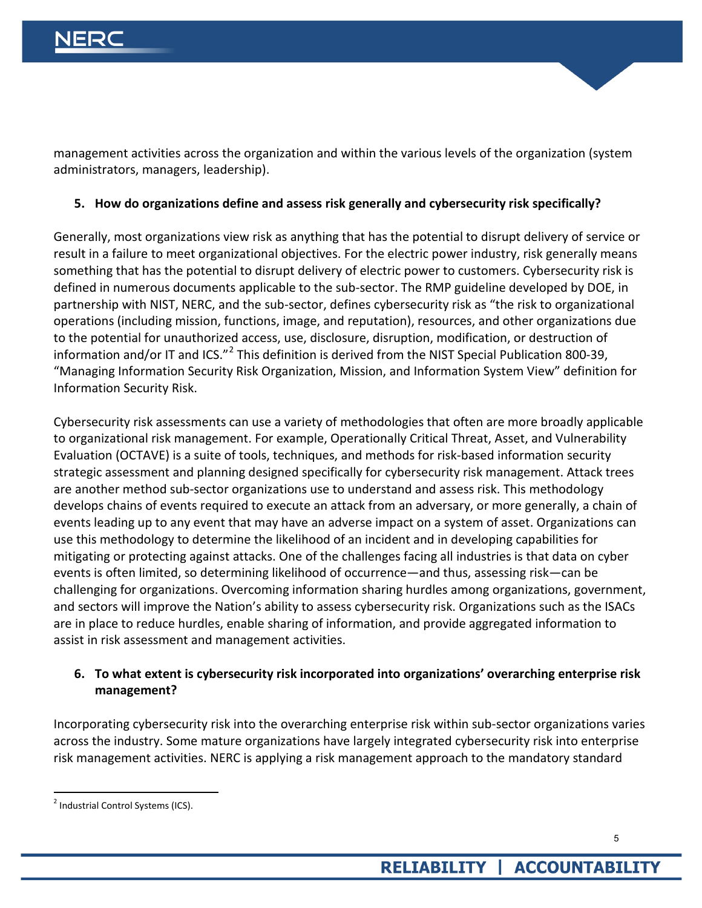management activities across the organization and within the various levels of the organization (system administrators, managers, leadership).

**5. How do organizations define and assess risk generally and cybersecurity risk specifically?**

Generally, most organizations view risk as anything that has the potential to disrupt delivery of service or result in a failure to meet organizational objectives. For the electric power industry, risk generally means something that has the potential to disrupt delivery of electric power to customers. Cybersecurity risk is defined in numerous documents applicable to the sub-sector. The RMP guideline developed by DOE, in partnership with NIST, NERC, and the sub-sector, defines cybersecurity risk as "the risk to organizational operations (including mission, functions, image, and reputation), resources, and other organizations due to the potential for unauthorized access, use, disclosure, disruption, modification, or destruction of information and/or IT and ICS."[2] This definition is derived from the NIST Special Publication 800-39, "Managing Information Security Risk Organization, Mission, and Information System View" definition for Information Security Risk.

Cybersecurity risk assessments can use a variety of methodologies that often are more broadly applicable to organizational risk management. For example, Operationally Critical Threat, Asset, and Vulnerability Evaluation (OCTAVE) is a suite of tools, techniques, and methods for risk-based information security strategic assessment and planning designed specifically for cybersecurity risk management. Attack trees are another method sub-sector organizations use to understand and assess risk. This methodology develops chains of events required to execute an attack from an adversary, or more generally, a chain of events leading up to any event that may have an adverse impact on a system of asset. Organizations can use this methodology to determine the likelihood of an incident and in developing capabilities for mitigating or protecting against attacks. One of the challenges facing all industries is that data on cyber events is often limited, so determining likelihood of occurrence—and thus, assessing risk—can be challenging for organizations. Overcoming information sharing hurdles among organizations, government, and sectors will improve the Nation's ability to assess cybersecurity risk. Organizations such as the ISACs are in place to reduce hurdles, enable sharing of information, and provide aggregated information to assist in risk assessment and management activities.

**6. To what extent is cybersecurity risk incorporated into organizations' overarching enterprise risk management?**

Incorporating cybersecurity risk into the overarching enterprise risk within sub-sector organizations varies across the industry. Some mature organizations have largely integrated cybersecurity risk into enterprise risk management activities. NERC is applying a risk management approach to the mandatory standard

[2] Industrial Control Systems (ICS).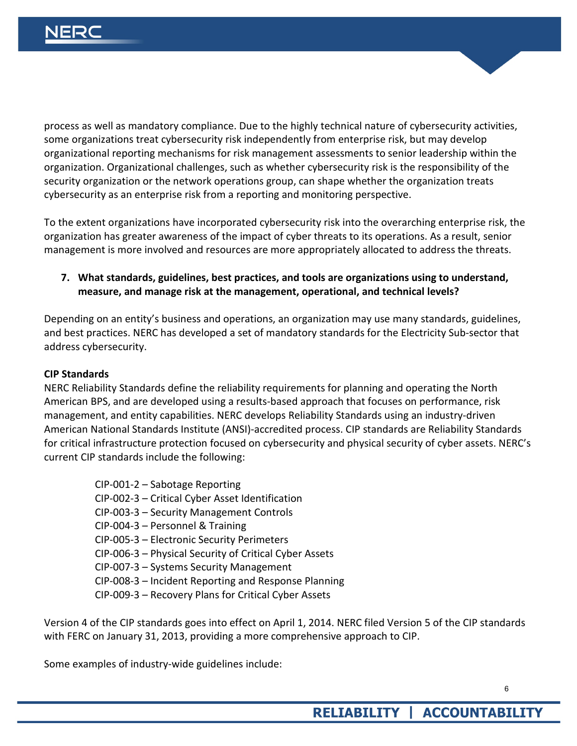process as well as mandatory compliance. Due to the highly technical nature of cybersecurity activities, some organizations treat cybersecurity risk independently from enterprise risk, but may develop organizational reporting mechanisms for risk management assessments to senior leadership within the organization. Organizational challenges, such as whether cybersecurity risk is the responsibility of the security organization or the network operations group, can shape whether the organization treats cybersecurity as an enterprise risk from a reporting and monitoring perspective.

To the extent organizations have incorporated cybersecurity risk into the overarching enterprise risk, the organization has greater awareness of the impact of cyber threats to its operations. As a result, senior management is more involved and resources are more appropriately allocated to address the threats.

7. **What standards, guidelines, best practices, and tools are organizations using to understand, measure, and manage risk at the management, operational, and technical levels?**

Depending on an entity's business and operations, an organization may use many standards, guidelines, and best practices. NERC has developed a set of mandatory standards for the Electricity Sub-sector that address cybersecurity.

**CIP Standards**

NERC Reliability Standards define the reliability requirements for planning and operating the North American BPS, and are developed using a results-based approach that focuses on performance, risk management, and entity capabilities. NERC develops Reliability Standards using an industry-driven American National Standards Institute (ANSI)-accredited process. CIP standards are Reliability Standards for critical infrastructure protection focused on cybersecurity and physical security of cyber assets. NERC's current CIP standards include the following:

- CIP-001-2 – Sabotage Reporting
- CIP-002-3 – Critical Cyber Asset Identification
- CIP-003-3 – Security Management Controls
- CIP-004-3 – Personnel & Training
- CIP-005-3 – Electronic Security Perimeters
- CIP-006-3 – Physical Security of Critical Cyber Assets
- CIP-007-3 – Systems Security Management
- CIP-008-3 – Incident Reporting and Response Planning
- CIP-009-3 – Recovery Plans for Critical Cyber Assets

Version 4 of the CIP standards goes into effect on April 1, 2014. NERC filed Version 5 of the CIP standards with FERC on January 31, 2013, providing a more comprehensive approach to CIP.

Some examples of industry-wide guidelines include: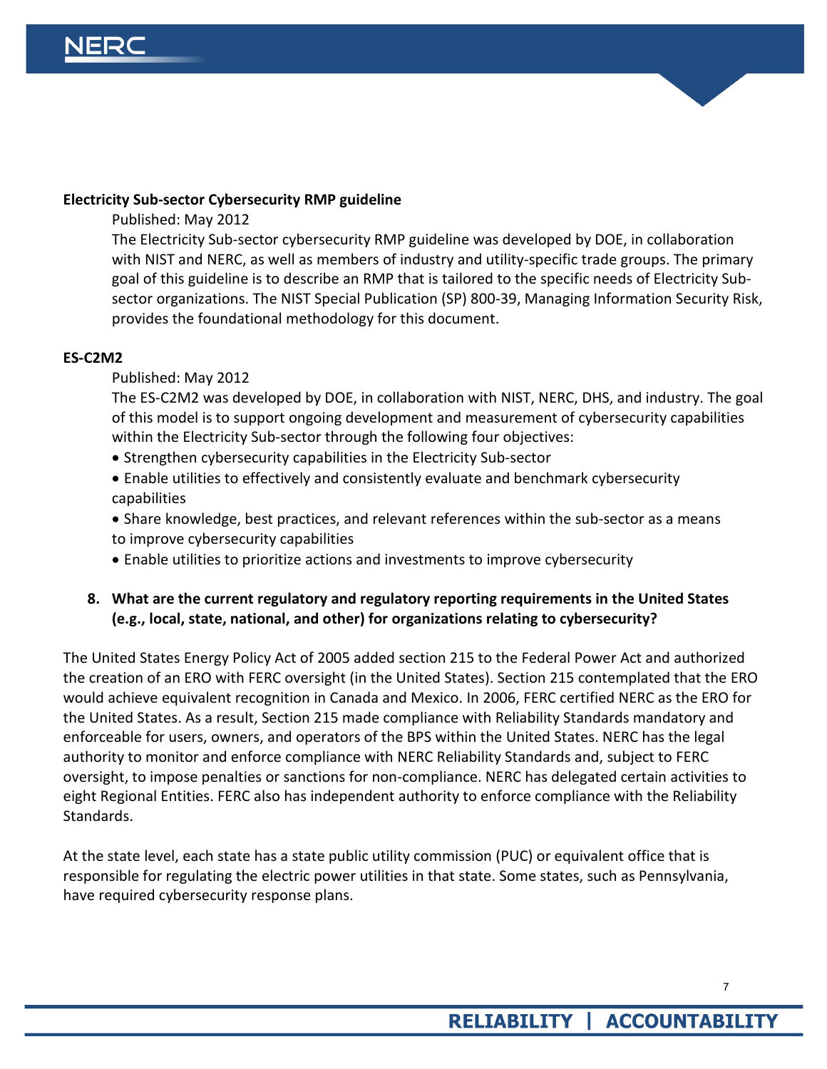**Electricity Sub-sector Cybersecurity RMP guideline**

Published: May 2012

The Electricity Sub-sector cybersecurity RMP guideline was developed by DOE, in collaboration with NIST and NERC, as well as members of industry and utility-specific trade groups. The primary goal of this guideline is to describe an RMP that is tailored to the specific needs of Electricity Sub-sector organizations. The NIST Special Publication (SP) 800-39, Managing Information Security Risk, provides the foundational methodology for this document.

**ES-C2M2**

Published: May 2012

The ES-C2M2 was developed by DOE, in collaboration with NIST, NERC, DHS, and industry. The goal of this model is to support ongoing development and measurement of cybersecurity capabilities within the Electricity Sub-sector through the following four objectives:

- Strengthen cybersecurity capabilities in the Electricity Sub-sector
- Enable utilities to effectively and consistently evaluate and benchmark cybersecurity capabilities
- Share knowledge, best practices, and relevant references within the sub-sector as a means to improve cybersecurity capabilities
- Enable utilities to prioritize actions and investments to improve cybersecurity

8. **What are the current regulatory and regulatory reporting requirements in the United States (e.g., local, state, national, and other) for organizations relating to cybersecurity?**

The United States Energy Policy Act of 2005 added section 215 to the Federal Power Act and authorized the creation of an ERO with FERC oversight (in the United States). Section 215 contemplated that the ERO would achieve equivalent recognition in Canada and Mexico. In 2006, FERC certified NERC as the ERO for the United States. As a result, Section 215 made compliance with Reliability Standards mandatory and enforceable for users, owners, and operators of the BPS within the United States. NERC has the legal authority to monitor and enforce compliance with NERC Reliability Standards and, subject to FERC oversight, to impose penalties or sanctions for non-compliance. NERC has delegated certain activities to eight Regional Entities. FERC also has independent authority to enforce compliance with the Reliability Standards.

At the state level, each state has a state public utility commission (PUC) or equivalent office that is responsible for regulating the electric power utilities in that state. Some states, such as Pennsylvania, have required cybersecurity response plans.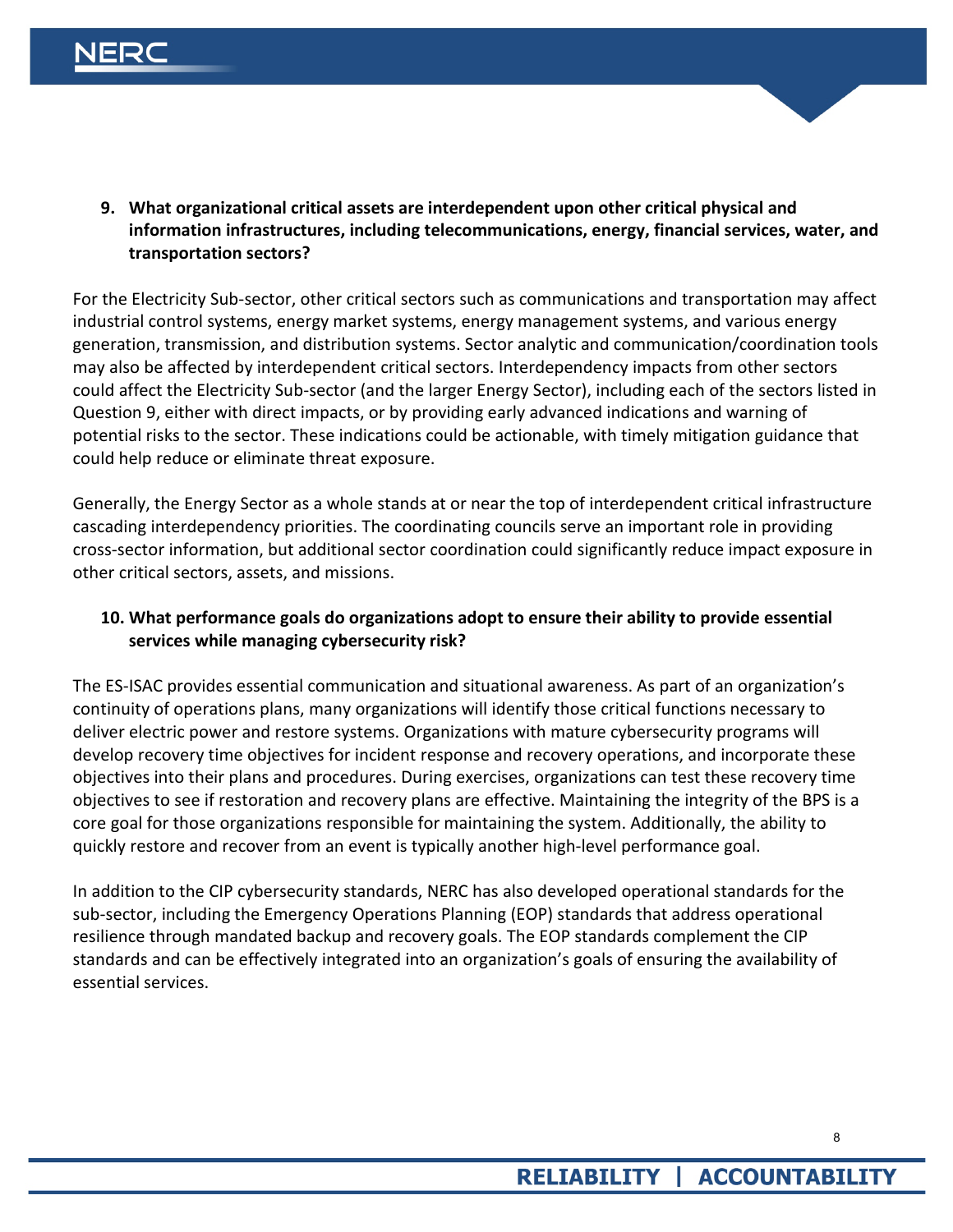**9. What organizational critical assets are interdependent upon other critical physical and information infrastructures, including telecommunications, energy, financial services, water, and transportation sectors?**

For the Electricity Sub-sector, other critical sectors such as communications and transportation may affect industrial control systems, energy market systems, energy management systems, and various energy generation, transmission, and distribution systems. Sector analytic and communication/coordination tools may also be affected by interdependent critical sectors. Interdependency impacts from other sectors could affect the Electricity Sub-sector (and the larger Energy Sector), including each of the sectors listed in Question 9, either with direct impacts, or by providing early advanced indications and warning of potential risks to the sector. These indications could be actionable, with timely mitigation guidance that could help reduce or eliminate threat exposure.

Generally, the Energy Sector as a whole stands at or near the top of interdependent critical infrastructure cascading interdependency priorities. The coordinating councils serve an important role in providing cross-sector information, but additional sector coordination could significantly reduce impact exposure in other critical sectors, assets, and missions.

**10. What performance goals do organizations adopt to ensure their ability to provide essential services while managing cybersecurity risk?**

The ES-ISAC provides essential communication and situational awareness. As part of an organization's continuity of operations plans, many organizations will identify those critical functions necessary to deliver electric power and restore systems. Organizations with mature cybersecurity programs will develop recovery time objectives for incident response and recovery operations, and incorporate these objectives into their plans and procedures. During exercises, organizations can test these recovery time objectives to see if restoration and recovery plans are effective. Maintaining the integrity of the BPS is a core goal for those organizations responsible for maintaining the system. Additionally, the ability to quickly restore and recover from an event is typically another high-level performance goal.

In addition to the CIP cybersecurity standards, NERC has also developed operational standards for the sub-sector, including the Emergency Operations Planning (EOP) standards that address operational resilience through mandated backup and recovery goals. The EOP standards complement the CIP standards and can be effectively integrated into an organization's goals of ensuring the availability of essential services.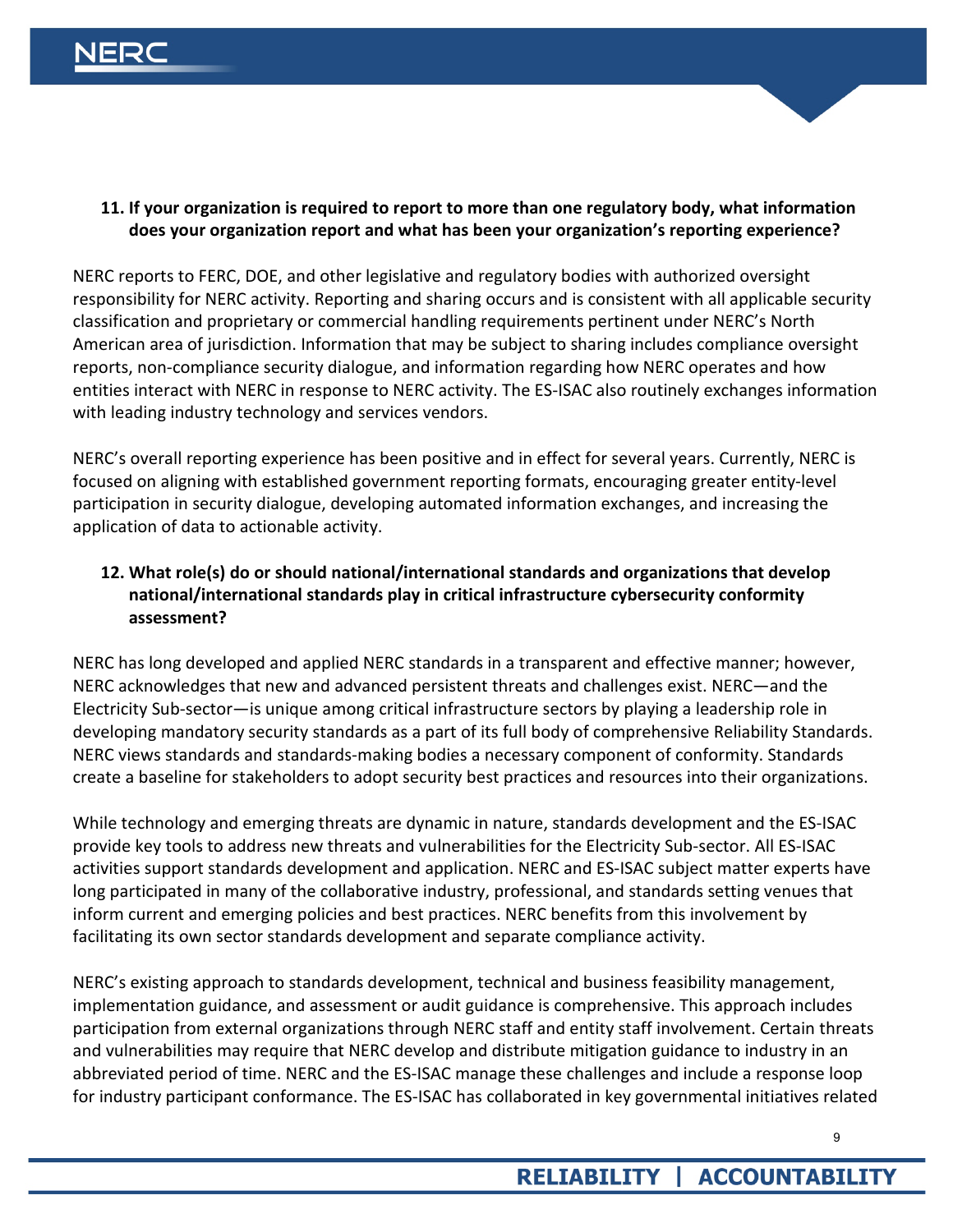**11. If your organization is required to report to more than one regulatory body, what information does your organization report and what has been your organization's reporting experience?**

NERC reports to FERC, DOE, and other legislative and regulatory bodies with authorized oversight responsibility for NERC activity. Reporting and sharing occurs and is consistent with all applicable security classification and proprietary or commercial handling requirements pertinent under NERC's North American area of jurisdiction. Information that may be subject to sharing includes compliance oversight reports, non-compliance security dialogue, and information regarding how NERC operates and how entities interact with NERC in response to NERC activity. The ES-ISAC also routinely exchanges information with leading industry technology and services vendors.

NERC's overall reporting experience has been positive and in effect for several years. Currently, NERC is focused on aligning with established government reporting formats, encouraging greater entity-level participation in security dialogue, developing automated information exchanges, and increasing the application of data to actionable activity.

**12. What role(s) do or should national/international standards and organizations that develop national/international standards play in critical infrastructure cybersecurity conformity assessment?**

NERC has long developed and applied NERC standards in a transparent and effective manner; however, NERC acknowledges that new and advanced persistent threats and challenges exist. NERC—and the Electricity Sub-sector—is unique among critical infrastructure sectors by playing a leadership role in developing mandatory security standards as a part of its full body of comprehensive Reliability Standards. NERC views standards and standards-making bodies a necessary component of conformity. Standards create a baseline for stakeholders to adopt security best practices and resources into their organizations.

While technology and emerging threats are dynamic in nature, standards development and the ES-ISAC provide key tools to address new threats and vulnerabilities for the Electricity Sub-sector. All ES-ISAC activities support standards development and application. NERC and ES-ISAC subject matter experts have long participated in many of the collaborative industry, professional, and standards setting venues that inform current and emerging policies and best practices. NERC benefits from this involvement by facilitating its own sector standards development and separate compliance activity.

NERC's existing approach to standards development, technical and business feasibility management, implementation guidance, and assessment or audit guidance is comprehensive. This approach includes participation from external organizations through NERC staff and entity staff involvement. Certain threats and vulnerabilities may require that NERC develop and distribute mitigation guidance to industry in an abbreviated period of time. NERC and the ES-ISAC manage these challenges and include a response loop for industry participant conformance. The ES-ISAC has collaborated in key governmental initiatives related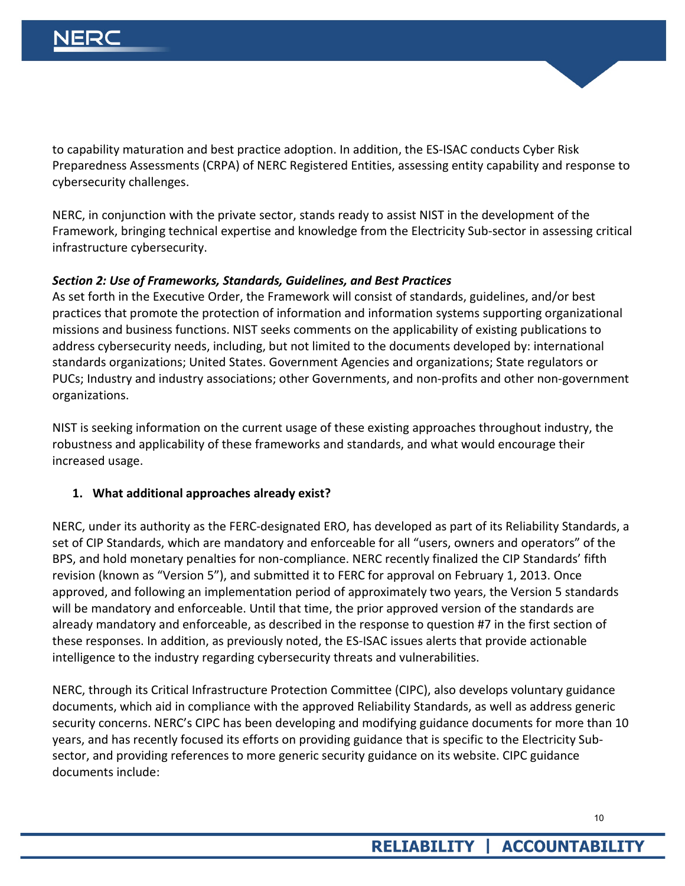to capability maturation and best practice adoption. In addition, the ES-ISAC conducts Cyber Risk Preparedness Assessments (CRPA) of NERC Registered Entities, assessing entity capability and response to cybersecurity challenges.

NERC, in conjunction with the private sector, stands ready to assist NIST in the development of the Framework, bringing technical expertise and knowledge from the Electricity Sub-sector in assessing critical infrastructure cybersecurity.

***Section 2: Use of Frameworks, Standards, Guidelines, and Best Practices***

As set forth in the Executive Order, the Framework will consist of standards, guidelines, and/or best practices that promote the protection of information and information systems supporting organizational missions and business functions. NIST seeks comments on the applicability of existing publications to address cybersecurity needs, including, but not limited to the documents developed by: international standards organizations; United States. Government Agencies and organizations; State regulators or PUCs; Industry and industry associations; other Governments, and non-profits and other non-government organizations.

NIST is seeking information on the current usage of these existing approaches throughout industry, the robustness and applicability of these frameworks and standards, and what would encourage their increased usage.

1. **What additional approaches already exist?**

NERC, under its authority as the FERC-designated ERO, has developed as part of its Reliability Standards, a set of CIP Standards, which are mandatory and enforceable for all "users, owners and operators" of the BPS, and hold monetary penalties for non-compliance. NERC recently finalized the CIP Standards' fifth revision (known as "Version 5"), and submitted it to FERC for approval on February 1, 2013. Once approved, and following an implementation period of approximately two years, the Version 5 standards will be mandatory and enforceable. Until that time, the prior approved version of the standards are already mandatory and enforceable, as described in the response to question #7 in the first section of these responses. In addition, as previously noted, the ES-ISAC issues alerts that provide actionable intelligence to the industry regarding cybersecurity threats and vulnerabilities.

NERC, through its Critical Infrastructure Protection Committee (CIPC), also develops voluntary guidance documents, which aid in compliance with the approved Reliability Standards, as well as address generic security concerns. NERC's CIPC has been developing and modifying guidance documents for more than 10 years, and has recently focused its efforts on providing guidance that is specific to the Electricity Sub-sector, and providing references to more generic security guidance on its website. CIPC guidance documents include: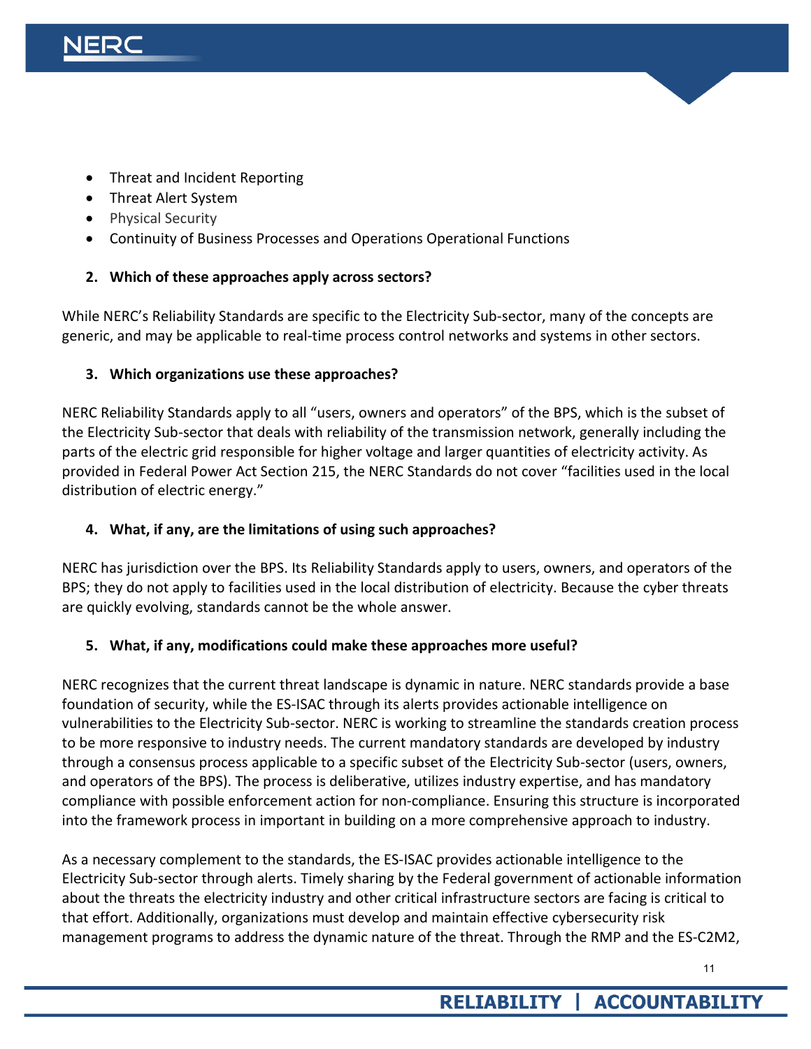- Threat and Incident Reporting
- Threat Alert System
- Physical Security
- Continuity of Business Processes and Operations Operational Functions

2. **Which of these approaches apply across sectors?**

While NERC's Reliability Standards are specific to the Electricity Sub-sector, many of the concepts are generic, and may be applicable to real-time process control networks and systems in other sectors.

3. **Which organizations use these approaches?**

NERC Reliability Standards apply to all "users, owners and operators" of the BPS, which is the subset of the Electricity Sub-sector that deals with reliability of the transmission network, generally including the parts of the electric grid responsible for higher voltage and larger quantities of electricity activity. As provided in Federal Power Act Section 215, the NERC Standards do not cover "facilities used in the local distribution of electric energy."

4. **What, if any, are the limitations of using such approaches?**

NERC has jurisdiction over the BPS. Its Reliability Standards apply to users, owners, and operators of the BPS; they do not apply to facilities used in the local distribution of electricity. Because the cyber threats are quickly evolving, standards cannot be the whole answer.

5. **What, if any, modifications could make these approaches more useful?**

NERC recognizes that the current threat landscape is dynamic in nature. NERC standards provide a base foundation of security, while the ES-ISAC through its alerts provides actionable intelligence on vulnerabilities to the Electricity Sub-sector. NERC is working to streamline the standards creation process to be more responsive to industry needs. The current mandatory standards are developed by industry through a consensus process applicable to a specific subset of the Electricity Sub-sector (users, owners, and operators of the BPS). The process is deliberative, utilizes industry expertise, and has mandatory compliance with possible enforcement action for non-compliance. Ensuring this structure is incorporated into the framework process in important in building on a more comprehensive approach to industry.

As a necessary complement to the standards, the ES-ISAC provides actionable intelligence to the Electricity Sub-sector through alerts. Timely sharing by the Federal government of actionable information about the threats the electricity industry and other critical infrastructure sectors are facing is critical to that effort. Additionally, organizations must develop and maintain effective cybersecurity risk management programs to address the dynamic nature of the threat. Through the RMP and the ES-C2M2,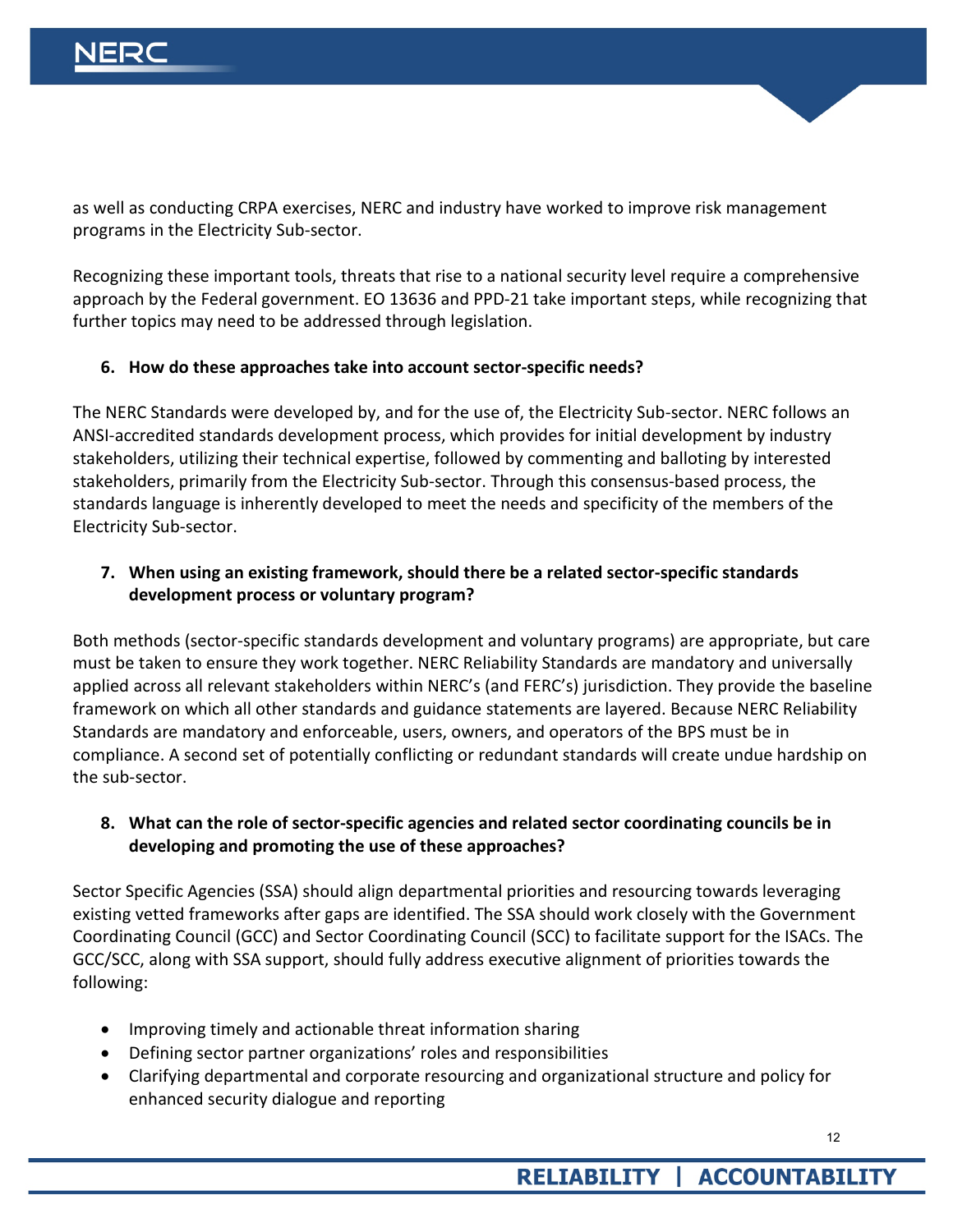as well as conducting CRPA exercises, NERC and industry have worked to improve risk management programs in the Electricity Sub-sector.

Recognizing these important tools, threats that rise to a national security level require a comprehensive approach by the Federal government. EO 13636 and PPD-21 take important steps, while recognizing that further topics may need to be addressed through legislation.

**6. How do these approaches take into account sector-specific needs?**

The NERC Standards were developed by, and for the use of, the Electricity Sub-sector. NERC follows an ANSI-accredited standards development process, which provides for initial development by industry stakeholders, utilizing their technical expertise, followed by commenting and balloting by interested stakeholders, primarily from the Electricity Sub-sector. Through this consensus-based process, the standards language is inherently developed to meet the needs and specificity of the members of the Electricity Sub-sector.

**7. When using an existing framework, should there be a related sector-specific standards development process or voluntary program?**

Both methods (sector-specific standards development and voluntary programs) are appropriate, but care must be taken to ensure they work together. NERC Reliability Standards are mandatory and universally applied across all relevant stakeholders within NERC's (and FERC's) jurisdiction. They provide the baseline framework on which all other standards and guidance statements are layered. Because NERC Reliability Standards are mandatory and enforceable, users, owners, and operators of the BPS must be in compliance. A second set of potentially conflicting or redundant standards will create undue hardship on the sub-sector.

**8. What can the role of sector-specific agencies and related sector coordinating councils be in developing and promoting the use of these approaches?**

Sector Specific Agencies (SSA) should align departmental priorities and resourcing towards leveraging existing vetted frameworks after gaps are identified. The SSA should work closely with the Government Coordinating Council (GCC) and Sector Coordinating Council (SCC) to facilitate support for the ISACs. The GCC/SCC, along with SSA support, should fully address executive alignment of priorities towards the following:

- Improving timely and actionable threat information sharing
- Defining sector partner organizations' roles and responsibilities
- Clarifying departmental and corporate resourcing and organizational structure and policy for enhanced security dialogue and reporting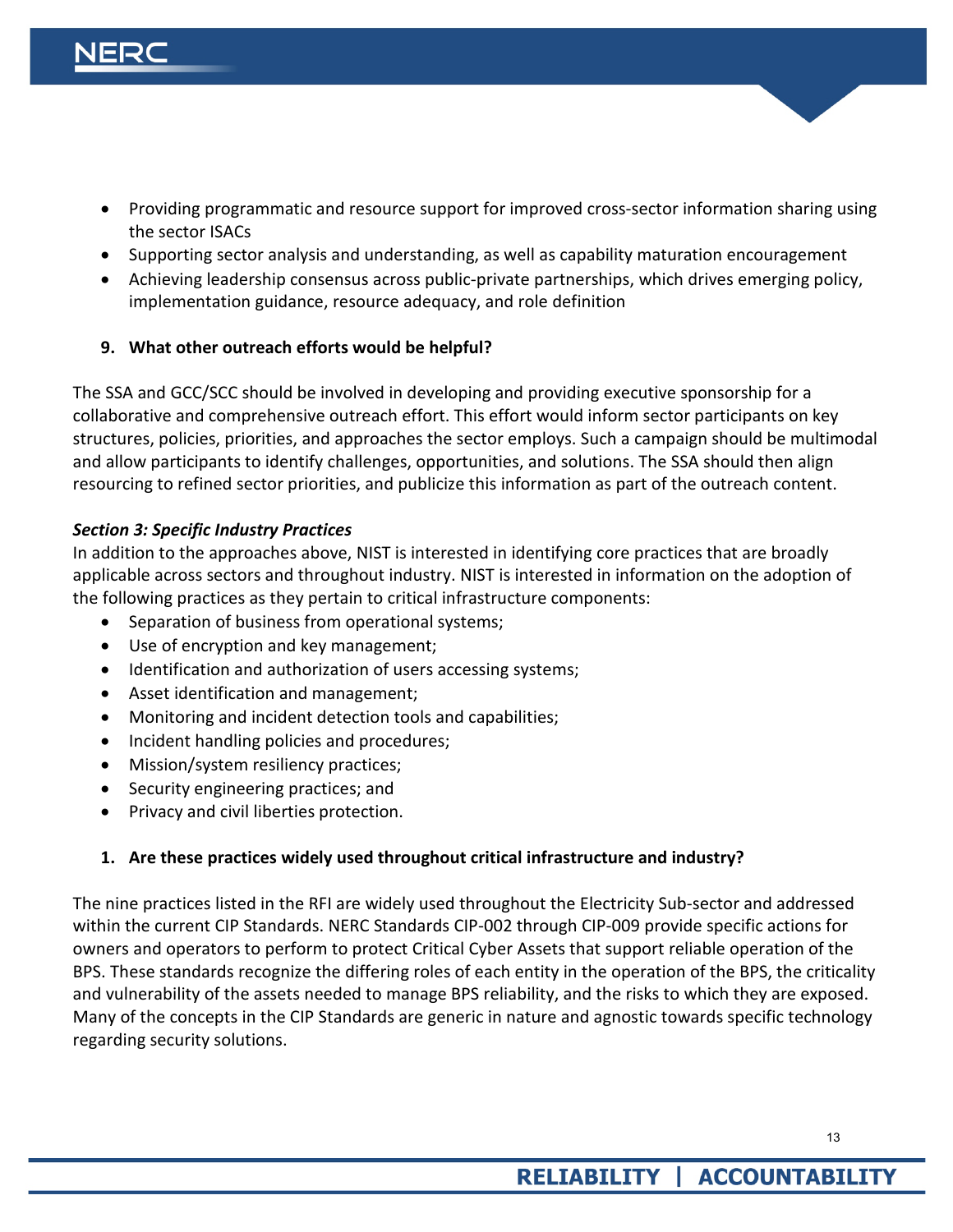- Providing programmatic and resource support for improved cross-sector information sharing using the sector ISACs
- Supporting sector analysis and understanding, as well as capability maturation encouragement
- Achieving leadership consensus across public-private partnerships, which drives emerging policy, implementation guidance, resource adequacy, and role definition

**9. What other outreach efforts would be helpful?**

The SSA and GCC/SCC should be involved in developing and providing executive sponsorship for a collaborative and comprehensive outreach effort. This effort would inform sector participants on key structures, policies, priorities, and approaches the sector employs. Such a campaign should be multimodal and allow participants to identify challenges, opportunities, and solutions. The SSA should then align resourcing to refined sector priorities, and publicize this information as part of the outreach content.

***Section 3: Specific Industry Practices***

In addition to the approaches above, NIST is interested in identifying core practices that are broadly applicable across sectors and throughout industry. NIST is interested in information on the adoption of the following practices as they pertain to critical infrastructure components:

- Separation of business from operational systems;
- Use of encryption and key management;
- Identification and authorization of users accessing systems;
- Asset identification and management;
- Monitoring and incident detection tools and capabilities;
- Incident handling policies and procedures;
- Mission/system resiliency practices;
- Security engineering practices; and
- Privacy and civil liberties protection.

**1. Are these practices widely used throughout critical infrastructure and industry?**

The nine practices listed in the RFI are widely used throughout the Electricity Sub-sector and addressed within the current CIP Standards. NERC Standards CIP-002 through CIP-009 provide specific actions for owners and operators to perform to protect Critical Cyber Assets that support reliable operation of the BPS. These standards recognize the differing roles of each entity in the operation of the BPS, the criticality and vulnerability of the assets needed to manage BPS reliability, and the risks to which they are exposed. Many of the concepts in the CIP Standards are generic in nature and agnostic towards specific technology regarding security solutions.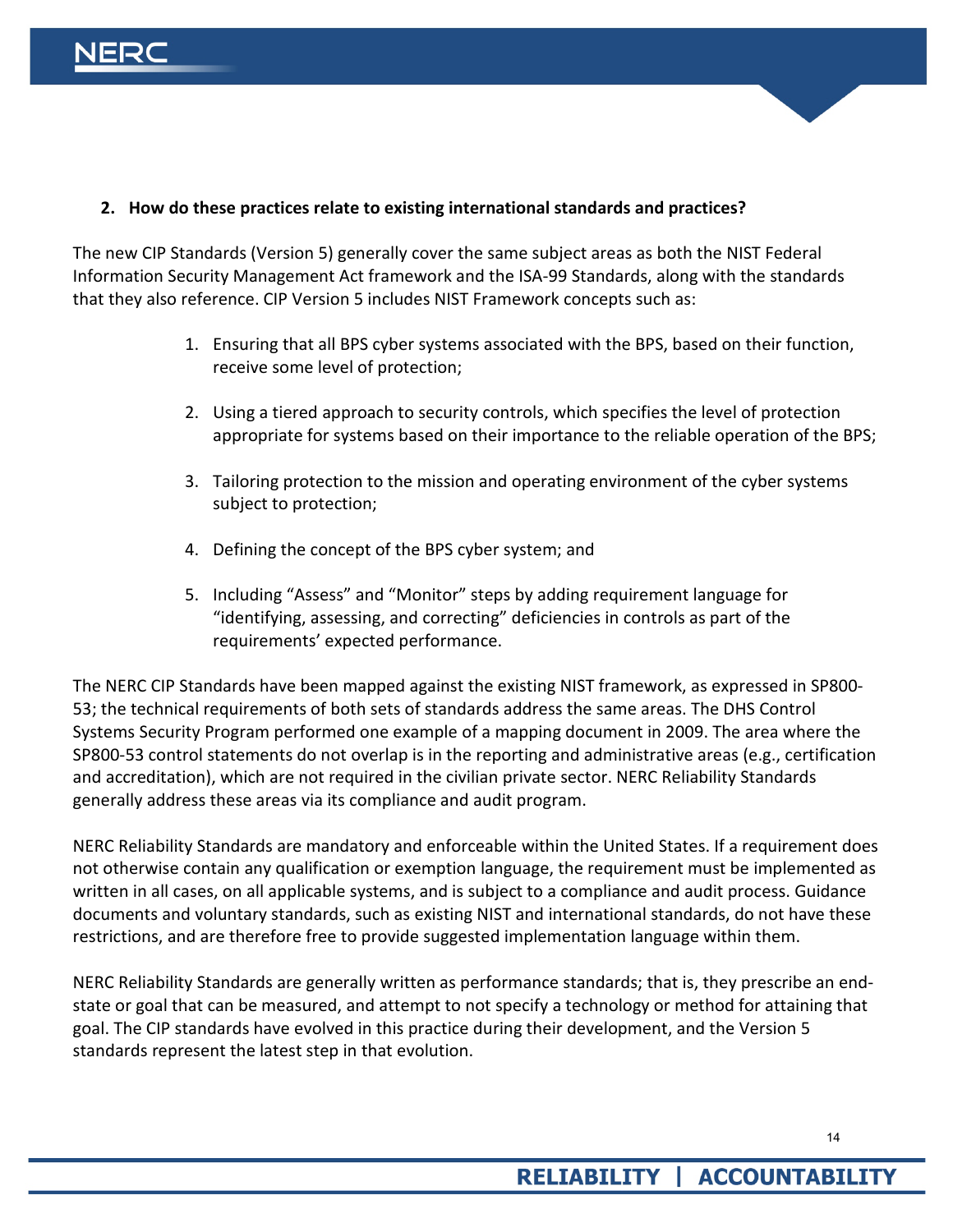**2. How do these practices relate to existing international standards and practices?**

The new CIP Standards (Version 5) generally cover the same subject areas as both the NIST Federal Information Security Management Act framework and the ISA-99 Standards, along with the standards that they also reference. CIP Version 5 includes NIST Framework concepts such as:

1. Ensuring that all BPS cyber systems associated with the BPS, based on their function, receive some level of protection;
2. Using a tiered approach to security controls, which specifies the level of protection appropriate for systems based on their importance to the reliable operation of the BPS;
3. Tailoring protection to the mission and operating environment of the cyber systems subject to protection;
4. Defining the concept of the BPS cyber system; and
5. Including "Assess" and "Monitor" steps by adding requirement language for "identifying, assessing, and correcting" deficiencies in controls as part of the requirements' expected performance.

The NERC CIP Standards have been mapped against the existing NIST framework, as expressed in SP800-53; the technical requirements of both sets of standards address the same areas. The DHS Control Systems Security Program performed one example of a mapping document in 2009. The area where the SP800-53 control statements do not overlap is in the reporting and administrative areas (e.g., certification and accreditation), which are not required in the civilian private sector. NERC Reliability Standards generally address these areas via its compliance and audit program.

NERC Reliability Standards are mandatory and enforceable within the United States. If a requirement does not otherwise contain any qualification or exemption language, the requirement must be implemented as written in all cases, on all applicable systems, and is subject to a compliance and audit process. Guidance documents and voluntary standards, such as existing NIST and international standards, do not have these restrictions, and are therefore free to provide suggested implementation language within them.

NERC Reliability Standards are generally written as performance standards; that is, they prescribe an end-state or goal that can be measured, and attempt to not specify a technology or method for attaining that goal. The CIP standards have evolved in this practice during their development, and the Version 5 standards represent the latest step in that evolution.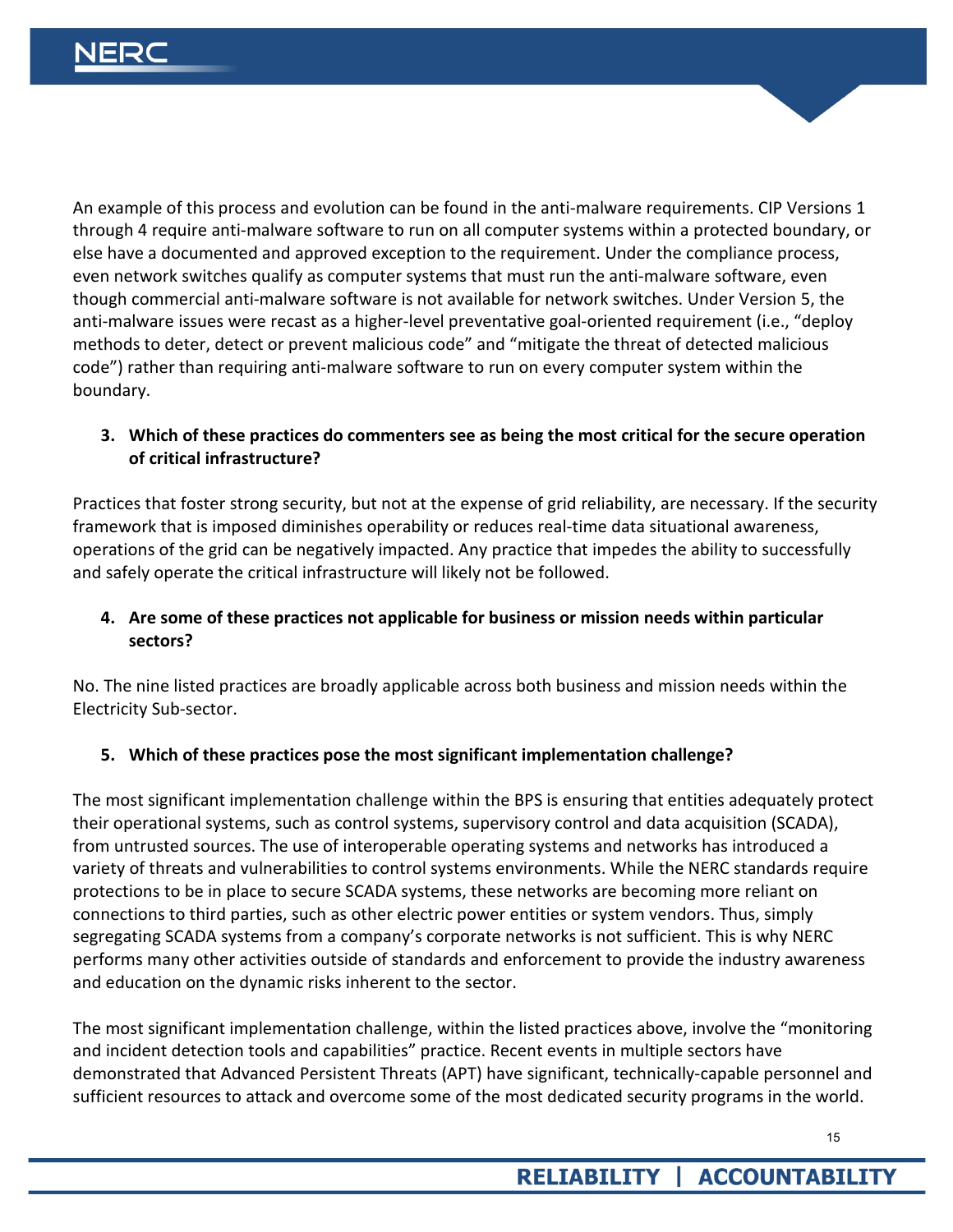An example of this process and evolution can be found in the anti-malware requirements. CIP Versions 1 through 4 require anti-malware software to run on all computer systems within a protected boundary, or else have a documented and approved exception to the requirement. Under the compliance process, even network switches qualify as computer systems that must run the anti-malware software, even though commercial anti-malware software is not available for network switches. Under Version 5, the anti-malware issues were recast as a higher-level preventative goal-oriented requirement (i.e., "deploy methods to deter, detect or prevent malicious code" and "mitigate the threat of detected malicious code") rather than requiring anti-malware software to run on every computer system within the boundary.

3. **Which of these practices do commenters see as being the most critical for the secure operation of critical infrastructure?**

Practices that foster strong security, but not at the expense of grid reliability, are necessary. If the security framework that is imposed diminishes operability or reduces real-time data situational awareness, operations of the grid can be negatively impacted. Any practice that impedes the ability to successfully and safely operate the critical infrastructure will likely not be followed.

4. **Are some of these practices not applicable for business or mission needs within particular sectors?**

No. The nine listed practices are broadly applicable across both business and mission needs within the Electricity Sub-sector.

5. **Which of these practices pose the most significant implementation challenge?**

The most significant implementation challenge within the BPS is ensuring that entities adequately protect their operational systems, such as control systems, supervisory control and data acquisition (SCADA), from untrusted sources. The use of interoperable operating systems and networks has introduced a variety of threats and vulnerabilities to control systems environments. While the NERC standards require protections to be in place to secure SCADA systems, these networks are becoming more reliant on connections to third parties, such as other electric power entities or system vendors. Thus, simply segregating SCADA systems from a company's corporate networks is not sufficient. This is why NERC performs many other activities outside of standards and enforcement to provide the industry awareness and education on the dynamic risks inherent to the sector.

The most significant implementation challenge, within the listed practices above, involve the "monitoring and incident detection tools and capabilities" practice. Recent events in multiple sectors have demonstrated that Advanced Persistent Threats (APT) have significant, technically-capable personnel and sufficient resources to attack and overcome some of the most dedicated security programs in the world.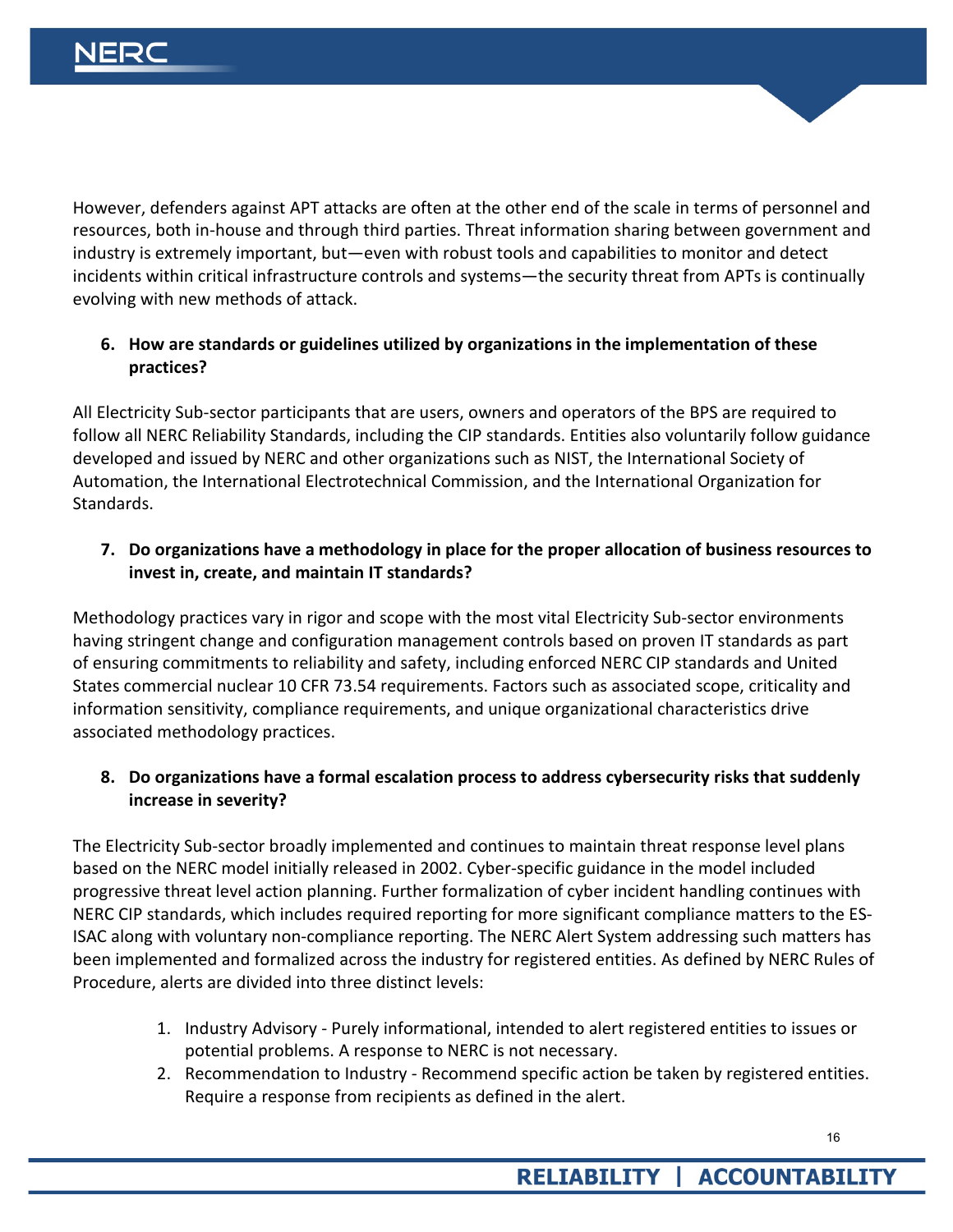However, defenders against APT attacks are often at the other end of the scale in terms of personnel and resources, both in-house and through third parties. Threat information sharing between government and industry is extremely important, but—even with robust tools and capabilities to monitor and detect incidents within critical infrastructure controls and systems—the security threat from APTs is continually evolving with new methods of attack.

6. **How are standards or guidelines utilized by organizations in the implementation of these practices?**

All Electricity Sub-sector participants that are users, owners and operators of the BPS are required to follow all NERC Reliability Standards, including the CIP standards. Entities also voluntarily follow guidance developed and issued by NERC and other organizations such as NIST, the International Society of Automation, the International Electrotechnical Commission, and the International Organization for Standards.

7. **Do organizations have a methodology in place for the proper allocation of business resources to invest in, create, and maintain IT standards?**

Methodology practices vary in rigor and scope with the most vital Electricity Sub-sector environments having stringent change and configuration management controls based on proven IT standards as part of ensuring commitments to reliability and safety, including enforced NERC CIP standards and United States commercial nuclear 10 CFR 73.54 requirements. Factors such as associated scope, criticality and information sensitivity, compliance requirements, and unique organizational characteristics drive associated methodology practices.

8. **Do organizations have a formal escalation process to address cybersecurity risks that suddenly increase in severity?**

The Electricity Sub-sector broadly implemented and continues to maintain threat response level plans based on the NERC model initially released in 2002. Cyber-specific guidance in the model included progressive threat level action planning. Further formalization of cyber incident handling continues with NERC CIP standards, which includes required reporting for more significant compliance matters to the ES-ISAC along with voluntary non-compliance reporting. The NERC Alert System addressing such matters has been implemented and formalized across the industry for registered entities. As defined by NERC Rules of Procedure, alerts are divided into three distinct levels:

1. Industry Advisory - Purely informational, intended to alert registered entities to issues or potential problems. A response to NERC is not necessary.
2. Recommendation to Industry - Recommend specific action be taken by registered entities. Require a response from recipients as defined in the alert.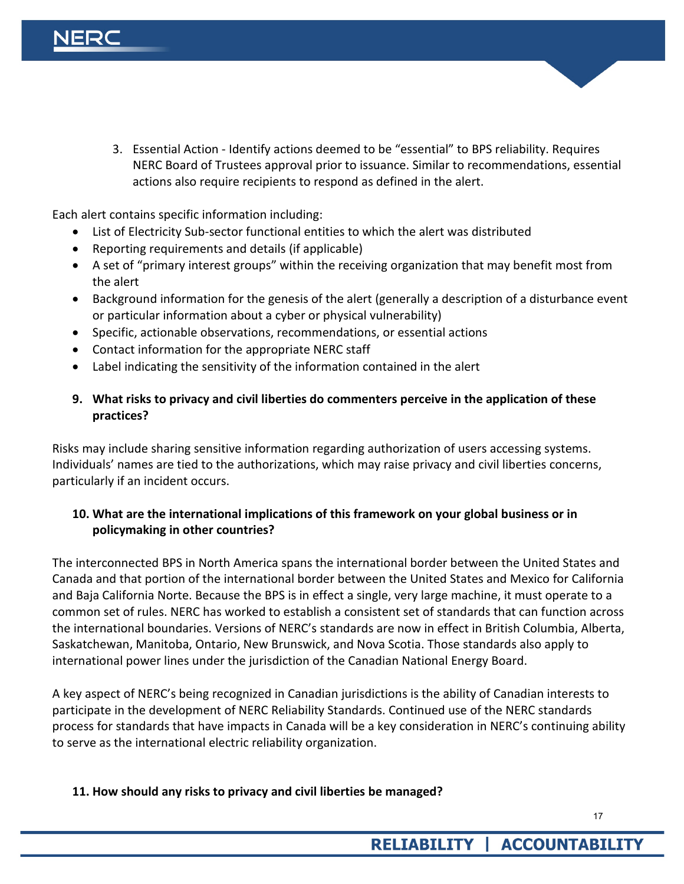3. Essential Action - Identify actions deemed to be "essential" to BPS reliability. Requires NERC Board of Trustees approval prior to issuance. Similar to recommendations, essential actions also require recipients to respond as defined in the alert.

Each alert contains specific information including:

- List of Electricity Sub-sector functional entities to which the alert was distributed
- Reporting requirements and details (if applicable)
- A set of "primary interest groups" within the receiving organization that may benefit most from the alert
- Background information for the genesis of the alert (generally a description of a disturbance event or particular information about a cyber or physical vulnerability)
- Specific, actionable observations, recommendations, or essential actions
- Contact information for the appropriate NERC staff
- Label indicating the sensitivity of the information contained in the alert

**9. What risks to privacy and civil liberties do commenters perceive in the application of these practices?**

Risks may include sharing sensitive information regarding authorization of users accessing systems. Individuals' names are tied to the authorizations, which may raise privacy and civil liberties concerns, particularly if an incident occurs.

**10. What are the international implications of this framework on your global business or in policymaking in other countries?**

The interconnected BPS in North America spans the international border between the United States and Canada and that portion of the international border between the United States and Mexico for California and Baja California Norte. Because the BPS is in effect a single, very large machine, it must operate to a common set of rules. NERC has worked to establish a consistent set of standards that can function across the international boundaries. Versions of NERC's standards are now in effect in British Columbia, Alberta, Saskatchewan, Manitoba, Ontario, New Brunswick, and Nova Scotia. Those standards also apply to international power lines under the jurisdiction of the Canadian National Energy Board.

A key aspect of NERC's being recognized in Canadian jurisdictions is the ability of Canadian interests to participate in the development of NERC Reliability Standards. Continued use of the NERC standards process for standards that have impacts in Canada will be a key consideration in NERC's continuing ability to serve as the international electric reliability organization.

**11. How should any risks to privacy and civil liberties be managed?**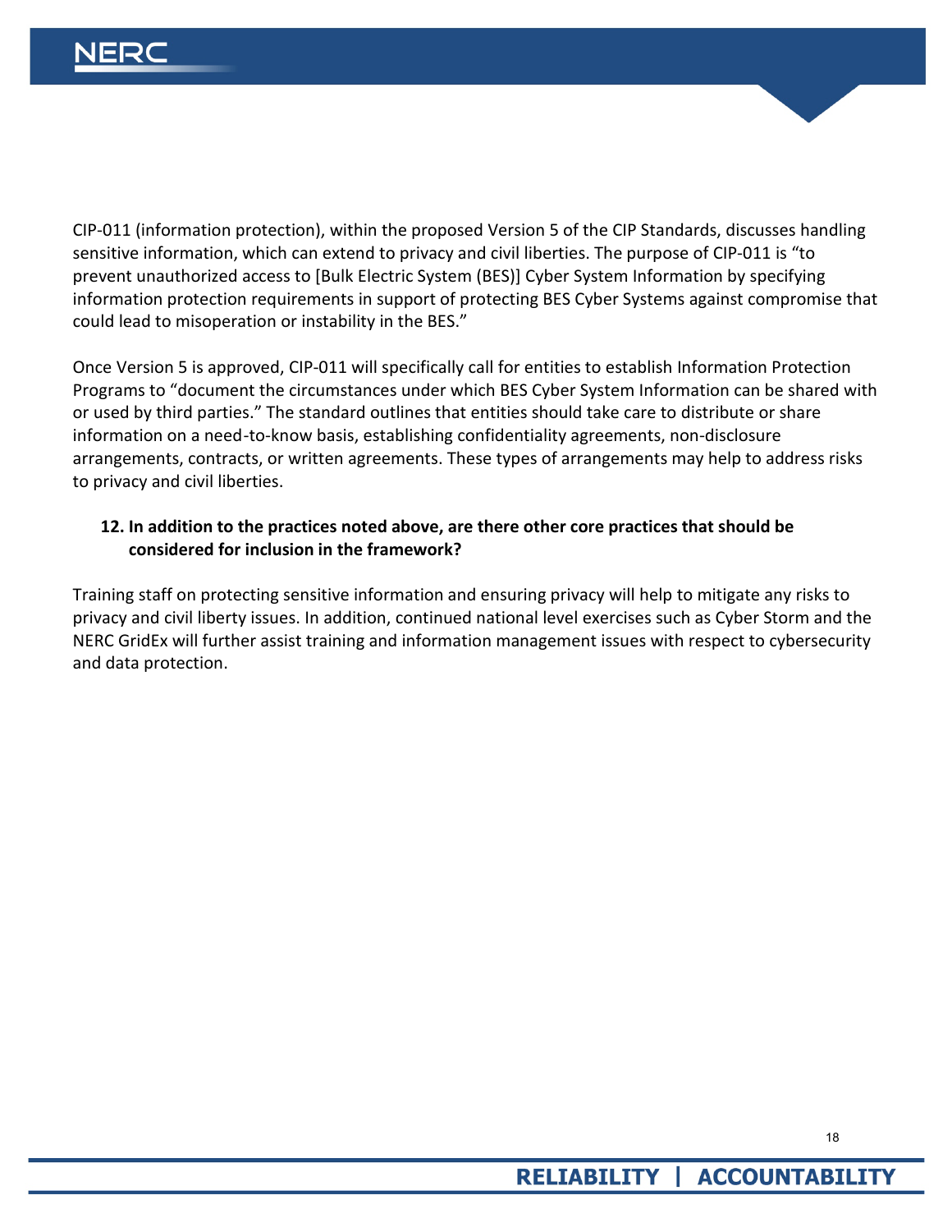CIP-011 (information protection), within the proposed Version 5 of the CIP Standards, discusses handling sensitive information, which can extend to privacy and civil liberties. The purpose of CIP-011 is "to prevent unauthorized access to [Bulk Electric System (BES)] Cyber System Information by specifying information protection requirements in support of protecting BES Cyber Systems against compromise that could lead to misoperation or instability in the BES."

Once Version 5 is approved, CIP-011 will specifically call for entities to establish Information Protection Programs to "document the circumstances under which BES Cyber System Information can be shared with or used by third parties." The standard outlines that entities should take care to distribute or share information on a need-to-know basis, establishing confidentiality agreements, non-disclosure arrangements, contracts, or written agreements. These types of arrangements may help to address risks to privacy and civil liberties.

**12. In addition to the practices noted above, are there other core practices that should be considered for inclusion in the framework?**

Training staff on protecting sensitive information and ensuring privacy will help to mitigate any risks to privacy and civil liberty issues. In addition, continued national level exercises such as Cyber Storm and the NERC GridEx will further assist training and information management issues with respect to cybersecurity and data protection.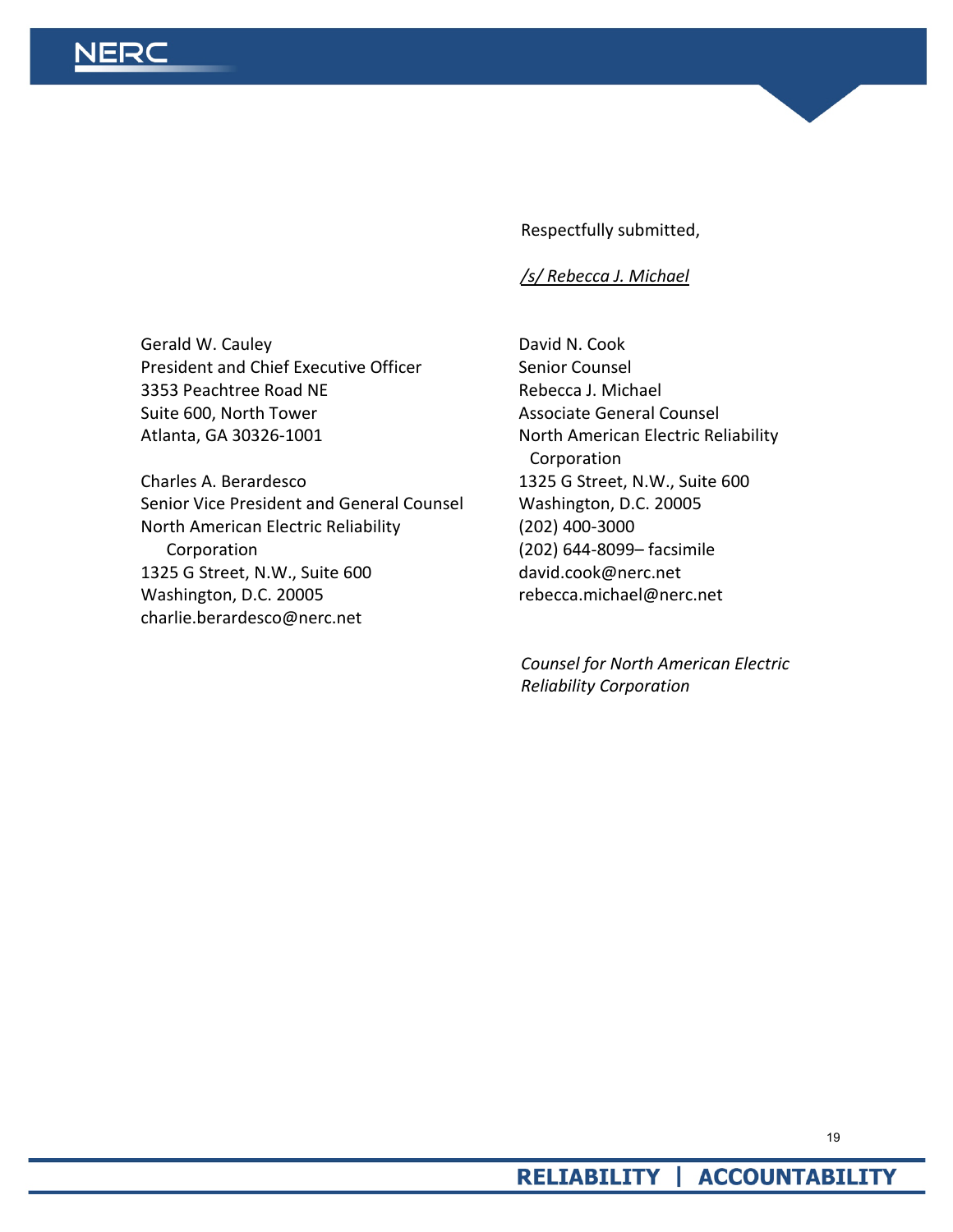Respectfully submitted,

/s/ Rebecca J. Michael

Gerald W. Cauley
President and Chief Executive Officer
3353 Peachtree Road NE
Suite 600, North Tower
Atlanta, GA 30326-1001

Charles A. Berardesco
Senior Vice President and General Counsel
North American Electric Reliability Corporation
1325 G Street, N.W., Suite 600
Washington, D.C. 20005
charlie.berardesco@nerc.net

David N. Cook
Senior Counsel
Rebecca J. Michael
Associate General Counsel
North American Electric Reliability Corporation
1325 G Street, N.W., Suite 600
Washington, D.C. 20005
(202) 400-3000
(202) 644-8099– facsimile
david.cook@nerc.net
rebecca.michael@nerc.net

*Counsel for North American Electric Reliability Corporation*